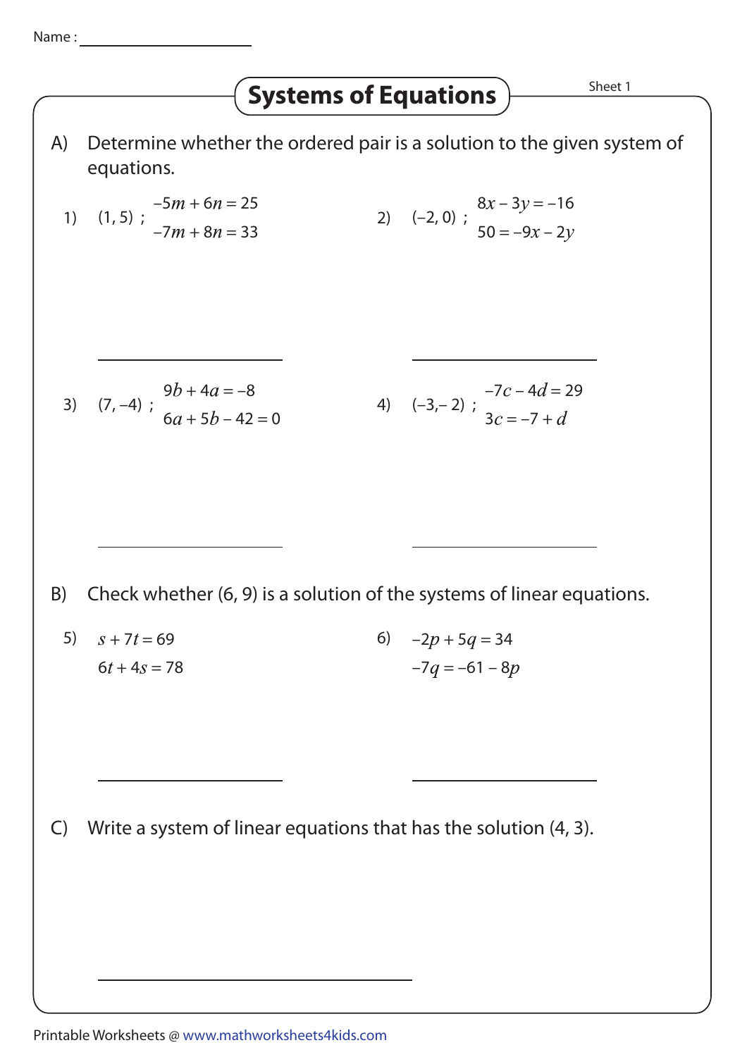Name : ____________________

# Systems of Equations

Sheet 1

A) Determine whether the ordered pair is a solution to the given system of equations.

1) (1, 5) ; $-5m + 6n = 25$
$-7m + 8n = 33$

____________________

2) (−2, 0) ; $8x - 3y = -16$
$50 = -9x - 2y$

____________________

3) (7, −4) ; $9b + 4a = -8$
$6a + 5b - 42 = 0$

____________________

4) (−3,− 2) ; $-7c - 4d = 29$
$3c = -7 + d$

____________________

B) Check whether (6, 9) is a solution of the systems of linear equations.

5) $s + 7t = 69$
$6t + 4s = 78$

____________________

6) $-2p + 5q = 34$
$-7q = -61 - 8p$

____________________

C) Write a system of linear equations that has the solution (4, 3).

________________________________________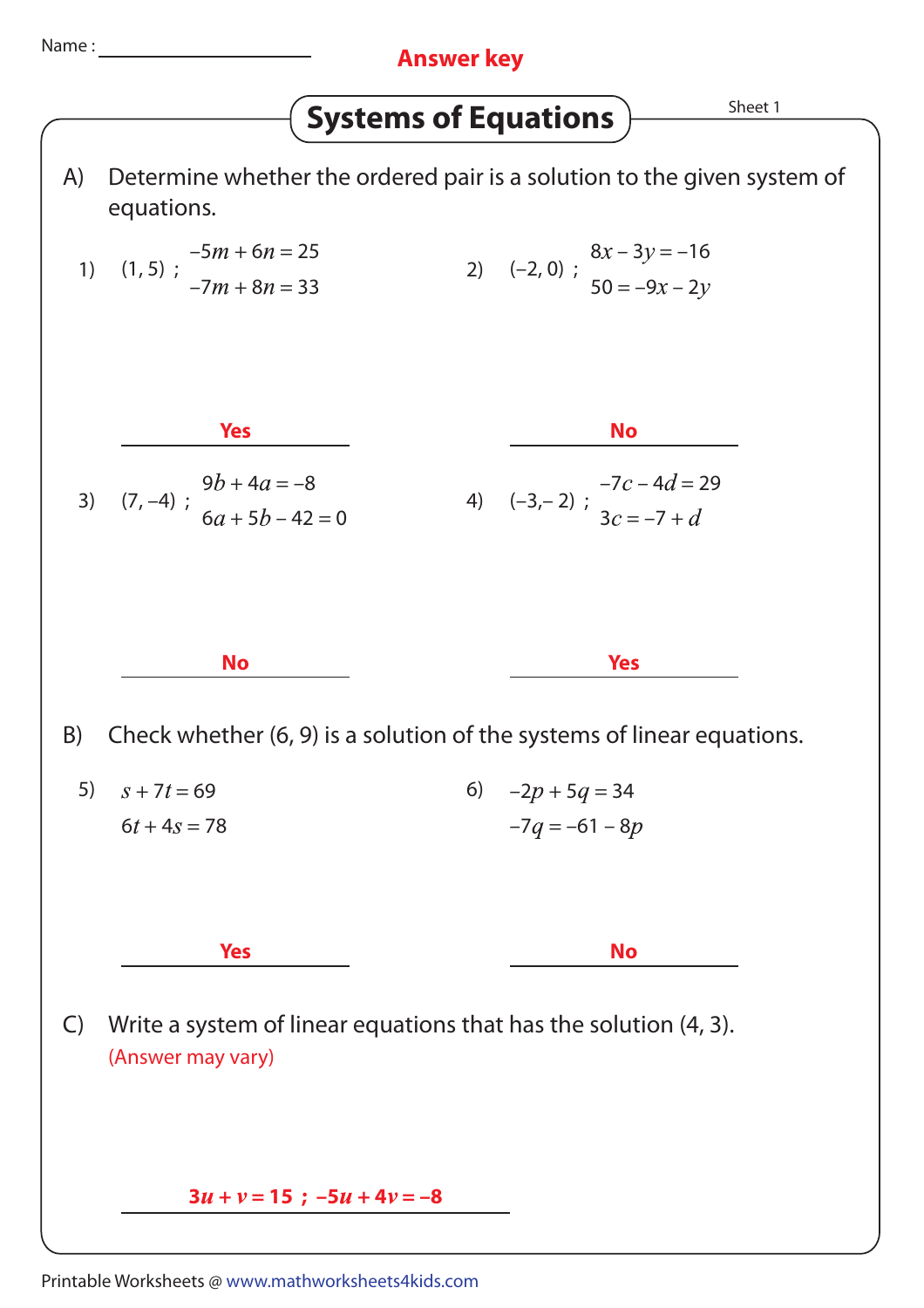Name : ____________________

**Answer key**

# Systems of Equations

Sheet 1

A) Determine whether the ordered pair is a solution to the given system of equations.

1) $(1, 5)$ ; $-5m + 6n = 25$
$-7m + 8n = 33$

**Yes**

2) $(-2, 0)$ ; $8x - 3y = -16$
$50 = -9x - 2y$

**No**

3) $(7, -4)$ ; $9b + 4a = -8$
$6a + 5b - 42 = 0$

**No**

4) $(-3, -2)$ ; $-7c - 4d = 29$
$3c = -7 + d$

**Yes**

B) Check whether (6, 9) is a solution of the systems of linear equations.

5) $s + 7t = 69$
$6t + 4s = 78$

**Yes**

6) $-2p + 5q = 34$
$-7q = -61 - 8p$

**No**

C) Write a system of linear equations that has the solution (4, 3).
(Answer may vary)

**$3u + v = 15$ ; $-5u + 4v = -8$**

Printable Worksheets @ www.mathworksheets4kids.com